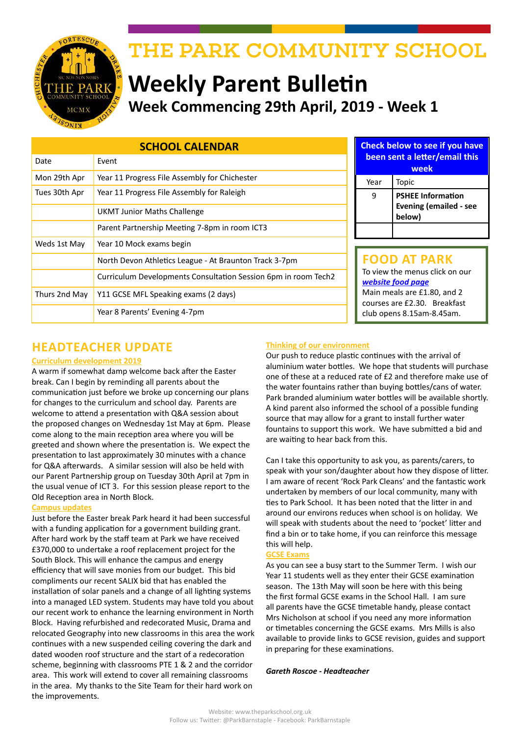# THE PARK COMMUNITY SCHOOL

# Weekly Parent Bulletin

## Week Commencing 29th April, 2019 - Week 1

| SCHOOL CALENDAR | |
|---|---|
| Date | Event |
| Mon 29th Apr | Year 11 Progress File Assembly for Chichester |
| Tues 30th Apr | Year 11 Progress File Assembly for Raleigh |
| | UKMT Junior Maths Challenge |
| | Parent Partnership Meeting 7-8pm in room ICT3 |
| Weds 1st May | Year 10 Mock exams begin |
| | North Devon Athletics League - At Braunton Track 3-7pm |
| | Curriculum Developments Consultation Session 6pm in room Tech2 |
| Thurs 2nd May | Y11 GCSE MFL Speaking exams (2 days) |
| | Year 8 Parents' Evening 4-7pm |

| Check below to see if you have been sent a letter/email this week | |
|---|---|
| Year | Topic |
| 9 | **PSHEE Information Evening (emailed - see below)** |
| | |

## FOOD AT PARK

To view the menus click on our ***website food page***

Main meals are £1.80, and 2 courses are £2.30. Breakfast club opens 8.15am-8.45am.

## HEADTEACHER UPDATE

**Curriculum development 2019**

A warm if somewhat damp welcome back after the Easter break. Can I begin by reminding all parents about the communication just before we broke up concerning our plans for changes to the curriculum and school day. Parents are welcome to attend a presentation with Q&A session about the proposed changes on Wednesday 1st May at 6pm. Please come along to the main reception area where you will be greeted and shown where the presentation is. We expect the presentation to last approximately 30 minutes with a chance for Q&A afterwards. A similar session will also be held with our Parent Partnership group on Tuesday 30th April at 7pm in the usual venue of ICT 3. For this session please report to the Old Reception area in North Block.

**Campus updates**

Just before the Easter break Park heard it had been successful with a funding application for a government building grant. After hard work by the staff team at Park we have received £370,000 to undertake a roof replacement project for the South Block. This will enhance the campus and energy efficiency that will save monies from our budget. This bid compliments our recent SALIX bid that has enabled the installation of solar panels and a change of all lighting systems into a managed LED system. Students may have told you about our recent work to enhance the learning environment in North Block. Having refurbished and redecorated Music, Drama and relocated Geography into new classrooms in this area the work continues with a new suspended ceiling covering the dark and dated wooden roof structure and the start of a redecoration scheme, beginning with classrooms PTE 1 & 2 and the corridor area. This work will extend to cover all remaining classrooms in the area. My thanks to the Site Team for their hard work on the improvements.

**Thinking of our environment**

Our push to reduce plastic continues with the arrival of aluminium water bottles. We hope that students will purchase one of these at a reduced rate of £2 and therefore make use of the water fountains rather than buying bottles/cans of water. Park branded aluminium water bottles will be available shortly. A kind parent also informed the school of a possible funding source that may allow for a grant to install further water fountains to support this work. We have submitted a bid and are waiting to hear back from this.

Can I take this opportunity to ask you, as parents/carers, to speak with your son/daughter about how they dispose of litter. I am aware of recent 'Rock Park Cleans' and the fantastic work undertaken by members of our local community, many with ties to Park School. It has been noted that the litter in and around our environs reduces when school is on holiday. We will speak with students about the need to 'pocket' litter and find a bin or to take home, if you can reinforce this message this will help.

**GCSE Exams**

As you can see a busy start to the Summer Term. I wish our Year 11 students well as they enter their GCSE examination season. The 13th May will soon be here with this being the first formal GCSE exams in the School Hall. I am sure all parents have the GCSE timetable handy, please contact Mrs Nicholson at school if you need any more information or timetables concerning the GCSE exams. Mrs Mills is also available to provide links to GCSE revision, guides and support in preparing for these examinations.

***Gareth Roscoe - Headteacher***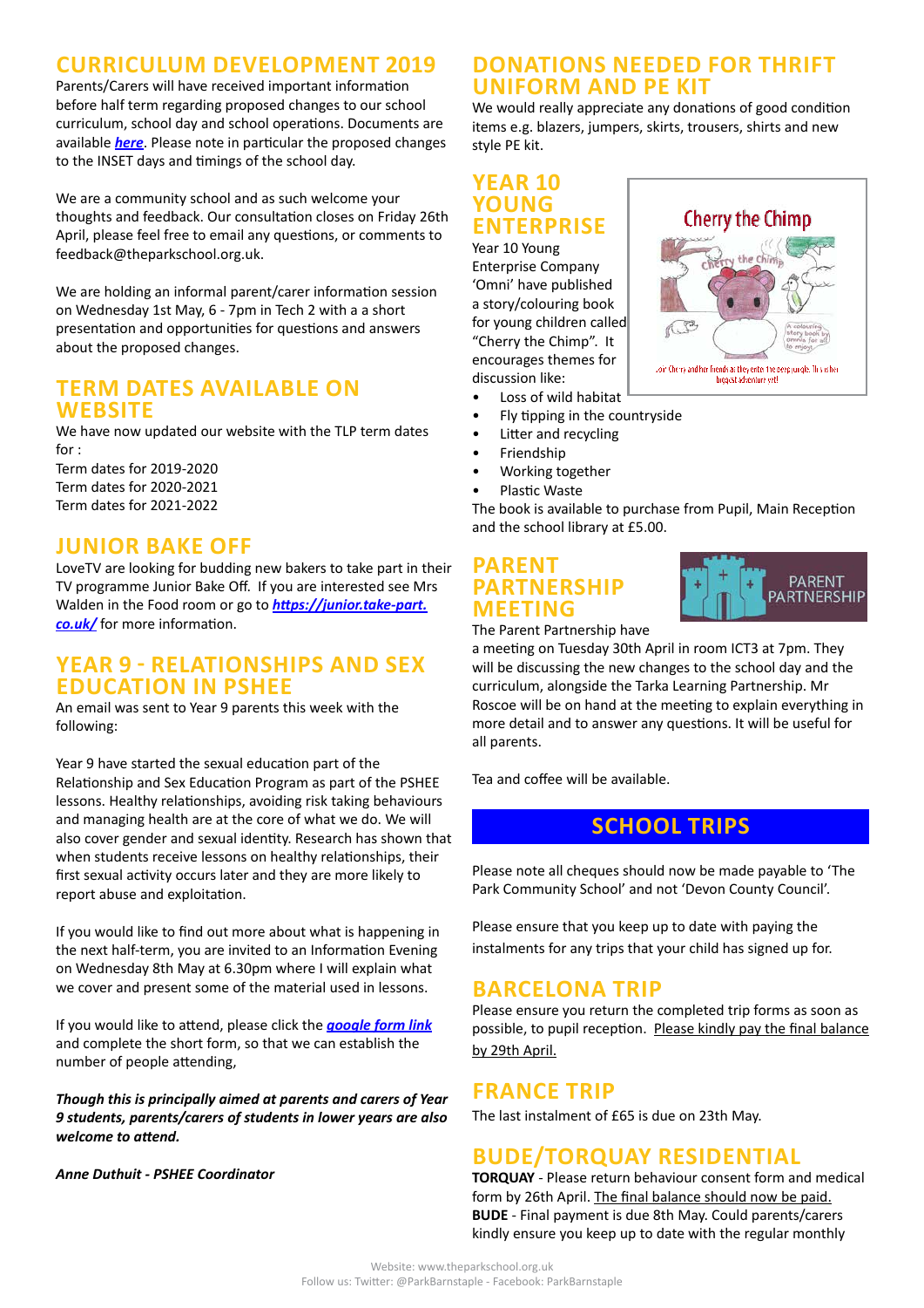## CURRICULUM DEVELOPMENT 2019

Parents/Carers will have received important information before half term regarding proposed changes to our school curriculum, school day and school operations. Documents are available ***here***. Please note in particular the proposed changes to the INSET days and timings of the school day.

We are a community school and as such welcome your thoughts and feedback. Our consultation closes on Friday 26th April, please feel free to email any questions, or comments to feedback@theparkschool.org.uk.

We are holding an informal parent/carer information session on Wednesday 1st May, 6 - 7pm in Tech 2 with a a short presentation and opportunities for questions and answers about the proposed changes.

## TERM DATES AVAILABLE ON WEBSITE

We have now updated our website with the TLP term dates for :
Term dates for 2019-2020
Term dates for 2020-2021
Term dates for 2021-2022

## JUNIOR BAKE OFF

LoveTV are looking for budding new bakers to take part in their TV programme Junior Bake Off. If you are interested see Mrs Walden in the Food room or go to ***https://junior.take-part.co.uk/*** for more information.

## YEAR 9 - RELATIONSHIPS AND SEX EDUCATION IN PSHEE

An email was sent to Year 9 parents this week with the following:

Year 9 have started the sexual education part of the Relationship and Sex Education Program as part of the PSHEE lessons. Healthy relationships, avoiding risk taking behaviours and managing health are at the core of what we do. We will also cover gender and sexual identity. Research has shown that when students receive lessons on healthy relationships, their first sexual activity occurs later and they are more likely to report abuse and exploitation.

If you would like to find out more about what is happening in the next half-term, you are invited to an Information Evening on Wednesday 8th May at 6.30pm where I will explain what we cover and present some of the material used in lessons.

If you would like to attend, please click the ***google form link*** and complete the short form, so that we can establish the number of people attending,

***Though this is principally aimed at parents and carers of Year 9 students, parents/carers of students in lower years are also welcome to attend.***

***Anne Duthuit - PSHEE Coordinator***

## DONATIONS NEEDED FOR THRIFT UNIFORM AND PE KIT

We would really appreciate any donations of good condition items e.g. blazers, jumpers, skirts, trousers, shirts and new style PE kit.

## YEAR 10 YOUNG ENTERPRISE

Year 10 Young Enterprise Company 'Omni' have published a story/colouring book for young children called "Cherry the Chimp". It encourages themes for discussion like:

- Loss of wild habitat
- Fly tipping in the countryside
- Litter and recycling
- Friendship
- Working together
- Plastic Waste

The book is available to purchase from Pupil, Main Reception and the school library at £5.00.

## PARENT PARTNERSHIP MEETING

The Parent Partnership have a meeting on Tuesday 30th April in room ICT3 at 7pm. They will be discussing the new changes to the school day and the curriculum, alongside the Tarka Learning Partnership. Mr Roscoe will be on hand at the meeting to explain everything in more detail and to answer any questions. It will be useful for all parents.

Tea and coffee will be available.

## SCHOOL TRIPS

Please note all cheques should now be made payable to 'The Park Community School' and not 'Devon County Council'.

Please ensure that you keep up to date with paying the instalments for any trips that your child has signed up for.

## BARCELONA TRIP

Please ensure you return the completed trip forms as soon as possible, to pupil reception. Please kindly pay the final balance by 29th April.

## FRANCE TRIP

The last instalment of £65 is due on 23th May.

## BUDE/TORQUAY RESIDENTIAL

**TORQUAY** - Please return behaviour consent form and medical form by 26th April. The final balance should now be paid.
**BUDE** - Final payment is due 8th May. Could parents/carers kindly ensure you keep up to date with the regular monthly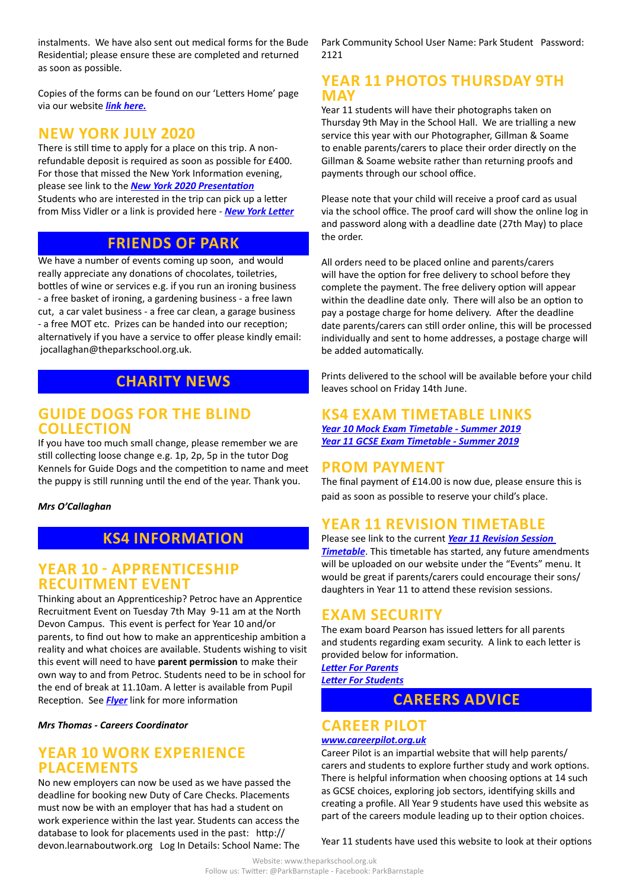instalments. We have also sent out medical forms for the Bude Residential; please ensure these are completed and returned as soon as possible.

Copies of the forms can be found on our 'Letters Home' page via our website ***link here.***

## NEW YORK JULY 2020

There is still time to apply for a place on this trip. A non-refundable deposit is required as soon as possible for £400. For those that missed the New York Information evening, please see link to the ***New York 2020 Presentation*** Students who are interested in the trip can pick up a letter from Miss Vidler or a link is provided here - ***New York Letter***

# FRIENDS OF PARK

We have a number of events coming up soon, and would really appreciate any donations of chocolates, toiletries, bottles of wine or services e.g. if you run an ironing business - a free basket of ironing, a gardening business - a free lawn cut, a car valet business - a free car clean, a garage business - a free MOT etc. Prizes can be handed into our reception; alternatively if you have a service to offer please kindly email: jocallaghan@theparkschool.org.uk.

# CHARITY NEWS

## GUIDE DOGS FOR THE BLIND COLLECTION

If you have too much small change, please remember we are still collecting loose change e.g. 1p, 2p, 5p in the tutor Dog Kennels for Guide Dogs and the competition to name and meet the puppy is still running until the end of the year. Thank you.

***Mrs O'Callaghan***

# KS4 INFORMATION

## YEAR 10 - APPRENTICESHIP RECUITMENT EVENT

Thinking about an Apprenticeship? Petroc have an Apprentice Recruitment Event on Tuesday 7th May 9-11 am at the North Devon Campus. This event is perfect for Year 10 and/or parents, to find out how to make an apprenticeship ambition a reality and what choices are available. Students wishing to visit this event will need to have **parent permission** to make their own way to and from Petroc. Students need to be in school for the end of break at 11.10am. A letter is available from Pupil Reception. See ***Flyer*** link for more information

***Mrs Thomas - Careers Coordinator***

## YEAR 10 WORK EXPERIENCE PLACEMENTS

No new employers can now be used as we have passed the deadline for booking new Duty of Care Checks. Placements must now be with an employer that has had a student on work experience within the last year. Students can access the database to look for placements used in the past: http://devon.learnaboutwork.org Log In Details: School Name: The Park Community School User Name: Park Student Password: 2121

## YEAR 11 PHOTOS THURSDAY 9TH MAY

Year 11 students will have their photographs taken on Thursday 9th May in the School Hall. We are trialling a new service this year with our Photographer, Gillman & Soame to enable parents/carers to place their order directly on the Gillman & Soame website rather than returning proofs and payments through our school office.

Please note that your child will receive a proof card as usual via the school office. The proof card will show the online log in and password along with a deadline date (27th May) to place the order.

All orders need to be placed online and parents/carers will have the option for free delivery to school before they complete the payment. The free delivery option will appear within the deadline date only. There will also be an option to pay a postage charge for home delivery. After the deadline date parents/carers can still order online, this will be processed individually and sent to home addresses, a postage charge will be added automatically.

Prints delivered to the school will be available before your child leaves school on Friday 14th June.

## KS4 EXAM TIMETABLE LINKS

***Year 10 Mock Exam Timetable - Summer 2019***
***Year 11 GCSE Exam Timetable - Summer 2019***

## PROM PAYMENT

The final payment of £14.00 is now due, please ensure this is paid as soon as possible to reserve your child's place.

## YEAR 11 REVISION TIMETABLE

Please see link to the current ***Year 11 Revision Session Timetable***. This timetable has started, any future amendments will be uploaded on our website under the "Events" menu. It would be great if parents/carers could encourage their sons/daughters in Year 11 to attend these revision sessions.

## EXAM SECURITY

The exam board Pearson has issued letters for all parents and students regarding exam security. A link to each letter is provided below for information.

***Letter For Parents***
***Letter For Students***

# CAREERS ADVICE

## CAREER PILOT

***www.careerpilot.org.uk***

Career Pilot is an impartial website that will help parents/carers and students to explore further study and work options. There is helpful information when choosing options at 14 such as GCSE choices, exploring job sectors, identifying skills and creating a profile. All Year 9 students have used this website as part of the careers module leading up to their option choices.

Year 11 students have used this website to look at their options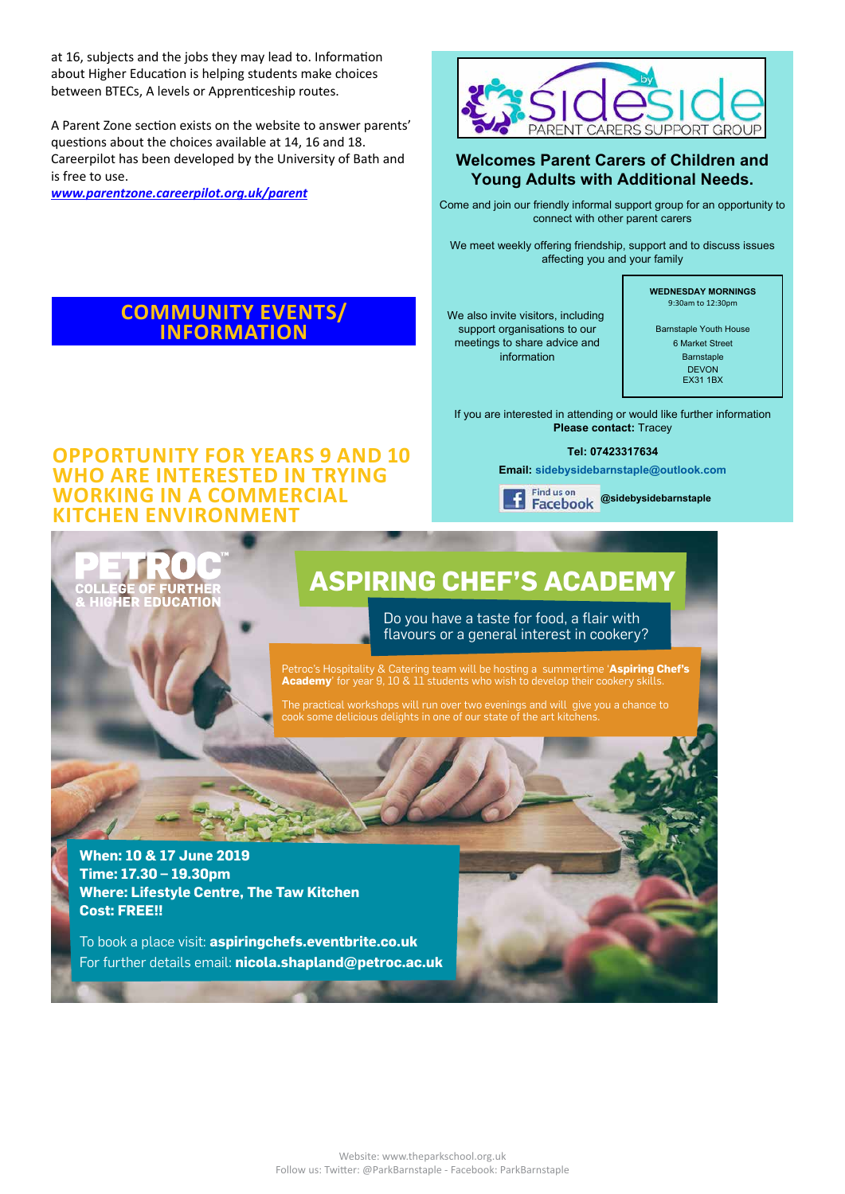at 16, subjects and the jobs they may lead to. Information about Higher Education is helping students make choices between BTECs, A levels or Apprenticeship routes.

A Parent Zone section exists on the website to answer parents' questions about the choices available at 14, 16 and 18. Careerpilot has been developed by the University of Bath and is free to use.

***www.parentzone.careerpilot.org.uk/parent***

## COMMUNITY EVENTS/ INFORMATION

## OPPORTUNITY FOR YEARS 9 AND 10 WHO ARE INTERESTED IN TRYING WORKING IN A COMMERCIAL KITCHEN ENVIRONMENT

Side by Side PARENT CARERS SUPPORT GROUP

### Welcomes Parent Carers of Children and Young Adults with Additional Needs.

Come and join our friendly informal support group for an opportunity to connect with other parent carers

We meet weekly offering friendship, support and to discuss issues affecting you and your family

We also invite visitors, including support organisations to our meetings to share advice and information

**WEDNESDAY MORNINGS**
9:30am to 12:30pm

Barnstaple Youth House
6 Market Street
Barnstaple
DEVON
EX31 1BX

If you are interested in attending or would like further information
**Please contact:** Tracey

**Tel: 07423317634**

**Email: sidebysidebarnstaple@outlook.com**

Find us on Facebook **@sidebysidebarnstaple**

PETROC COLLEGE OF FURTHER & HIGHER EDUCATION

## ASPIRING CHEF'S ACADEMY

Do you have a taste for food, a flair with flavours or a general interest in cookery?

Petroc's Hospitality & Catering team will be hosting a summertime '**Aspiring Chef's Academy**' for year 9, 10 & 11 students who wish to develop their cookery skills.

The practical workshops will run over two evenings and will give you a chance to cook some delicious delights in one of our state of the art kitchens.

**When: 10 & 17 June 2019**
**Time: 17.30 – 19.30pm**
**Where: Lifestyle Centre, The Taw Kitchen**
**Cost: FREE!!**

To book a place visit: **aspiringchefs.eventbrite.co.uk**
For further details email: **nicola.shapland@petroc.ac.uk**